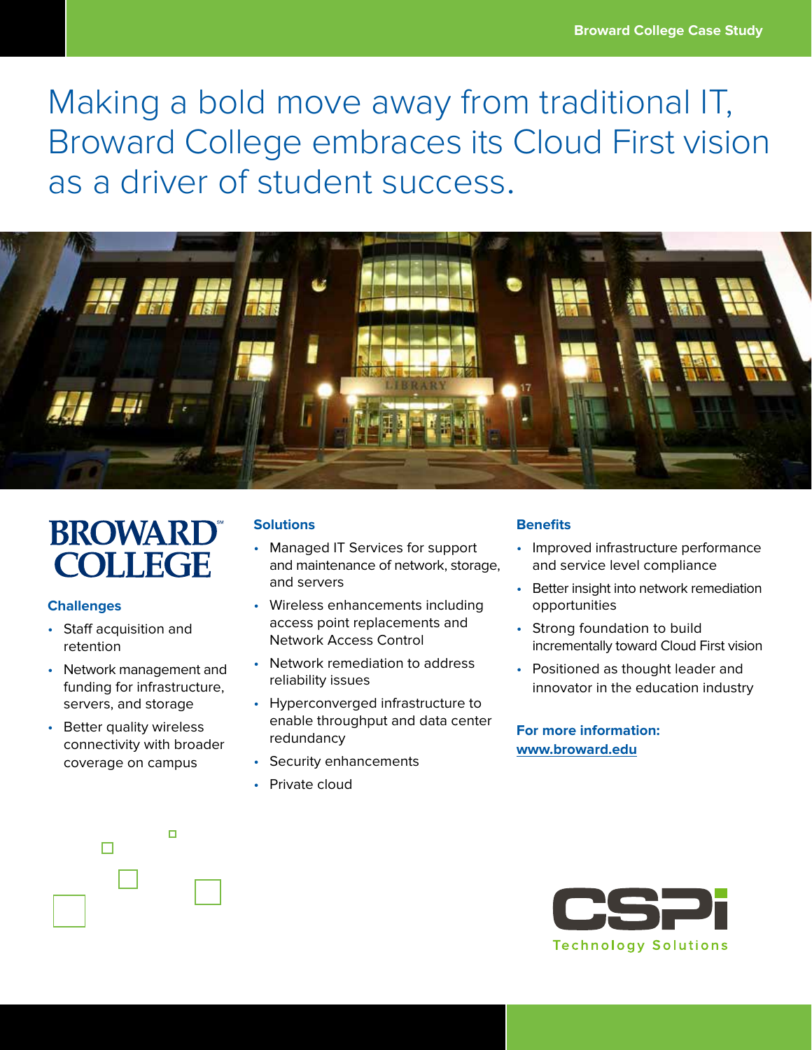Broward College Case Study

# Making a bold move away from traditional IT, Broward College embraces its Cloud First vision as a driver of student success.

BROWARD COLLEGE

### Challenges

- Staff acquisition and retention
- Network management and funding for infrastructure, servers, and storage
- Better quality wireless connectivity with broader coverage on campus

### Solutions

- Managed IT Services for support and maintenance of network, storage, and servers
- Wireless enhancements including access point replacements and Network Access Control
- Network remediation to address reliability issues
- Hyperconverged infrastructure to enable throughput and data center redundancy
- Security enhancements
- Private cloud

### Benefits

- Improved infrastructure performance and service level compliance
- Better insight into network remediation opportunities
- Strong foundation to build incrementally toward Cloud First vision
- Positioned as thought leader and innovator in the education industry

**For more information:**
**www.broward.edu**

CSPi Technology Solutions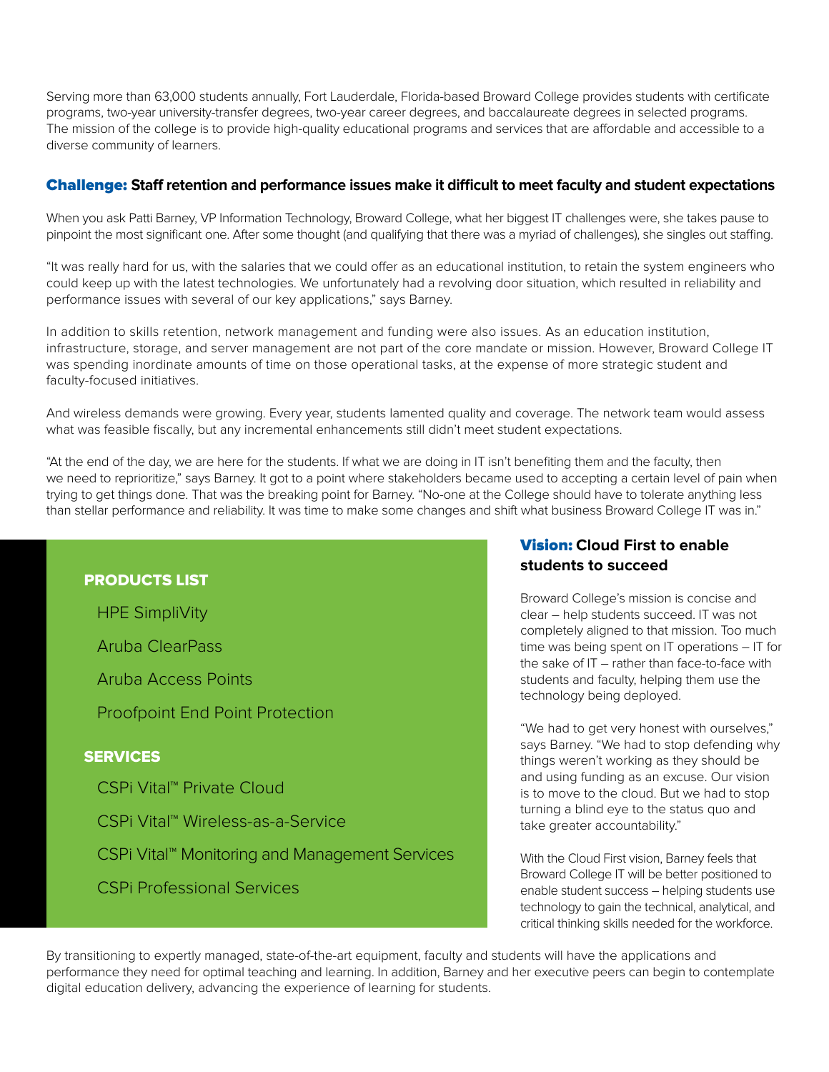Serving more than 63,000 students annually, Fort Lauderdale, Florida-based Broward College provides students with certificate programs, two-year university-transfer degrees, two-year career degrees, and baccalaureate degrees in selected programs. The mission of the college is to provide high-quality educational programs and services that are affordable and accessible to a diverse community of learners.

## Challenge: Staff retention and performance issues make it difficult to meet faculty and student expectations

When you ask Patti Barney, VP Information Technology, Broward College, what her biggest IT challenges were, she takes pause to pinpoint the most significant one. After some thought (and qualifying that there was a myriad of challenges), she singles out staffing.

“It was really hard for us, with the salaries that we could offer as an educational institution, to retain the system engineers who could keep up with the latest technologies. We unfortunately had a revolving door situation, which resulted in reliability and performance issues with several of our key applications,” says Barney.

In addition to skills retention, network management and funding were also issues. As an education institution, infrastructure, storage, and server management are not part of the core mandate or mission. However, Broward College IT was spending inordinate amounts of time on those operational tasks, at the expense of more strategic student and faculty-focused initiatives.

And wireless demands were growing. Every year, students lamented quality and coverage. The network team would assess what was feasible fiscally, but any incremental enhancements still didn’t meet student expectations.

“At the end of the day, we are here for the students. If what we are doing in IT isn’t benefiting them and the faculty, then we need to reprioritize,” says Barney. It got to a point where stakeholders became used to accepting a certain level of pain when trying to get things done. That was the breaking point for Barney. “No-one at the College should have to tolerate anything less than stellar performance and reliability. It was time to make some changes and shift what business Broward College IT was in.”

### PRODUCTS LIST

- HPE SimpliVity
- Aruba ClearPass
- Aruba Access Points
- Proofpoint End Point Protection

### SERVICES

- CSPi Vital™ Private Cloud
- CSPi Vital™ Wireless-as-a-Service
- CSPi Vital™ Monitoring and Management Services
- CSPi Professional Services

## Vision: Cloud First to enable students to succeed

Broward College’s mission is concise and clear – help students succeed. IT was not completely aligned to that mission. Too much time was being spent on IT operations – IT for the sake of IT – rather than face-to-face with students and faculty, helping them use the technology being deployed.

“We had to get very honest with ourselves,” says Barney. “We had to stop defending why things weren’t working as they should be and using funding as an excuse. Our vision is to move to the cloud. But we had to stop turning a blind eye to the status quo and take greater accountability.”

With the Cloud First vision, Barney feels that Broward College IT will be better positioned to enable student success – helping students use technology to gain the technical, analytical, and critical thinking skills needed for the workforce.

By transitioning to expertly managed, state-of-the-art equipment, faculty and students will have the applications and performance they need for optimal teaching and learning. In addition, Barney and her executive peers can begin to contemplate digital education delivery, advancing the experience of learning for students.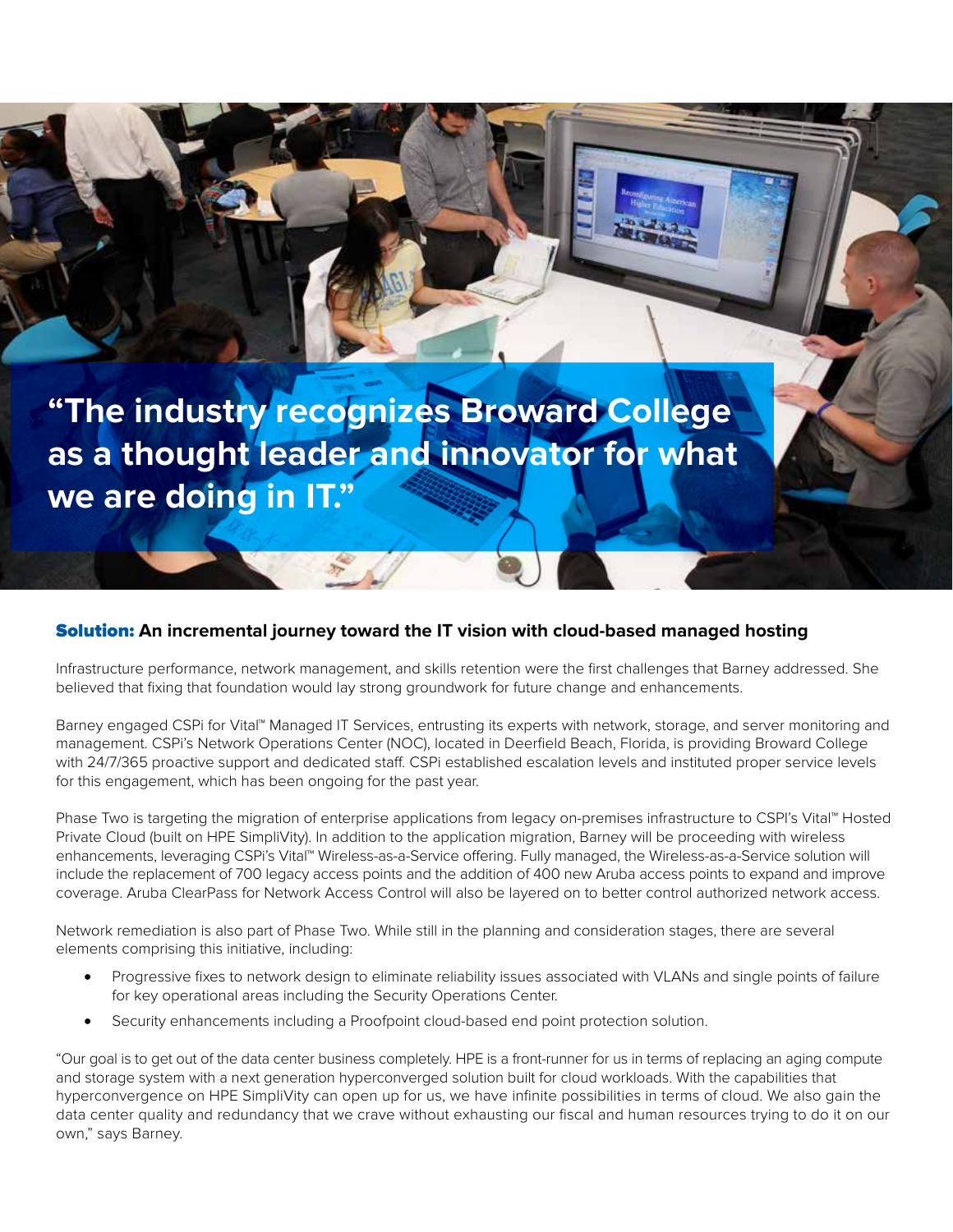**"The industry recognizes Broward College as a thought leader and innovator for what we are doing in IT."**

## Solution: An incremental journey toward the IT vision with cloud-based managed hosting

Infrastructure performance, network management, and skills retention were the first challenges that Barney addressed. She believed that fixing that foundation would lay strong groundwork for future change and enhancements.

Barney engaged CSPi for Vital™ Managed IT Services, entrusting its experts with network, storage, and server monitoring and management. CSPi's Network Operations Center (NOC), located in Deerfield Beach, Florida, is providing Broward College with 24/7/365 proactive support and dedicated staff. CSPi established escalation levels and instituted proper service levels for this engagement, which has been ongoing for the past year.

Phase Two is targeting the migration of enterprise applications from legacy on-premises infrastructure to CSPI's Vital™ Hosted Private Cloud (built on HPE SimpliVity). In addition to the application migration, Barney will be proceeding with wireless enhancements, leveraging CSPi's Vital™ Wireless-as-a-Service offering. Fully managed, the Wireless-as-a-Service solution will include the replacement of 700 legacy access points and the addition of 400 new Aruba access points to expand and improve coverage. Aruba ClearPass for Network Access Control will also be layered on to better control authorized network access.

Network remediation is also part of Phase Two. While still in the planning and consideration stages, there are several elements comprising this initiative, including:

- Progressive fixes to network design to eliminate reliability issues associated with VLANs and single points of failure for key operational areas including the Security Operations Center.
- Security enhancements including a Proofpoint cloud-based end point protection solution.

"Our goal is to get out of the data center business completely. HPE is a front-runner for us in terms of replacing an aging compute and storage system with a next generation hyperconverged solution built for cloud workloads. With the capabilities that hyperconvergence on HPE SimpliVity can open up for us, we have infinite possibilities in terms of cloud. We also gain the data center quality and redundancy that we crave without exhausting our fiscal and human resources trying to do it on our own," says Barney.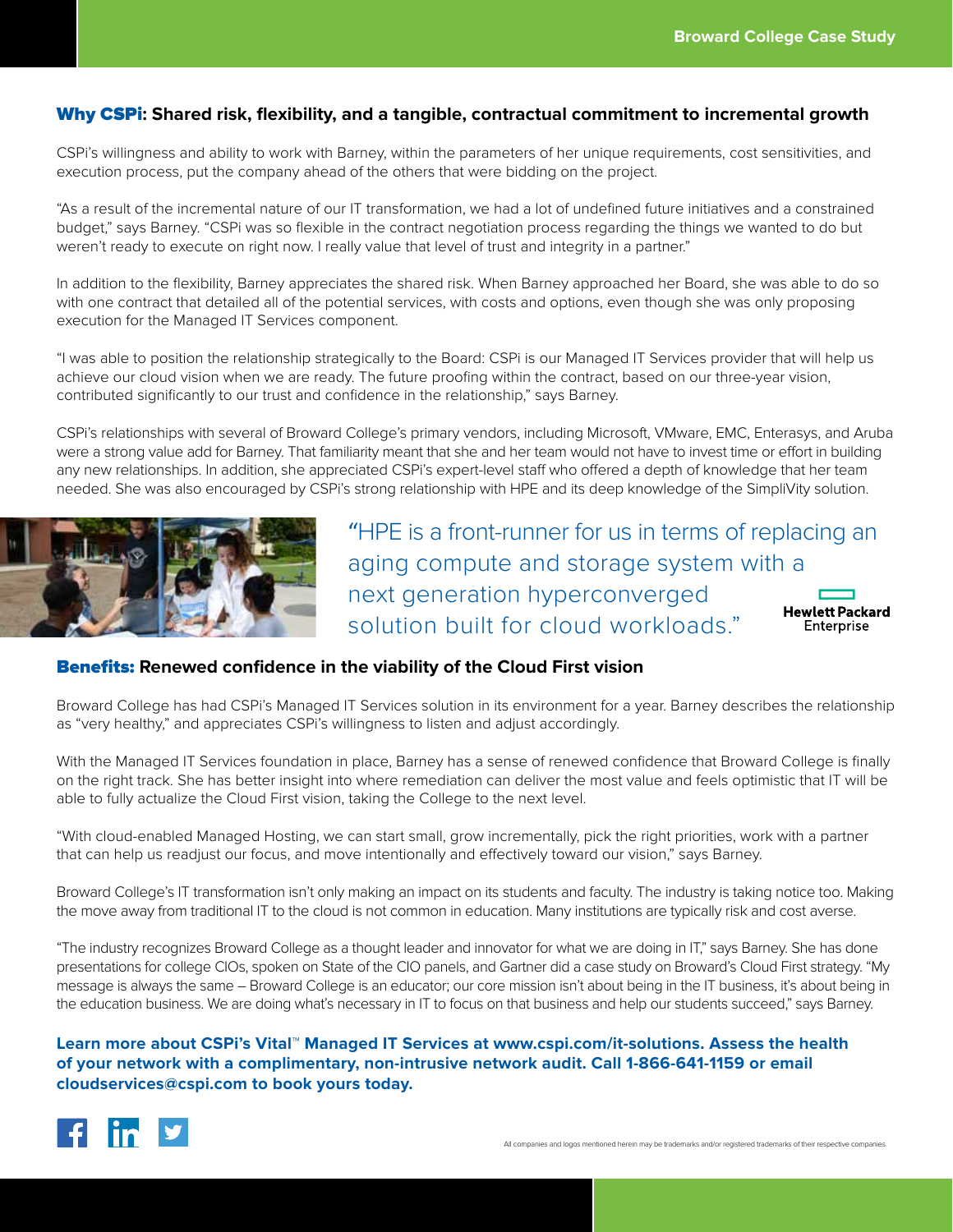## **Why CSPi**: Shared risk, flexibility, and a tangible, contractual commitment to incremental growth

CSPi's willingness and ability to work with Barney, within the parameters of her unique requirements, cost sensitivities, and execution process, put the company ahead of the others that were bidding on the project.

"As a result of the incremental nature of our IT transformation, we had a lot of undefined future initiatives and a constrained budget," says Barney. "CSPi was so flexible in the contract negotiation process regarding the things we wanted to do but weren't ready to execute on right now. I really value that level of trust and integrity in a partner."

In addition to the flexibility, Barney appreciates the shared risk. When Barney approached her Board, she was able to do so with one contract that detailed all of the potential services, with costs and options, even though she was only proposing execution for the Managed IT Services component.

"I was able to position the relationship strategically to the Board: CSPi is our Managed IT Services provider that will help us achieve our cloud vision when we are ready. The future proofing within the contract, based on our three-year vision, contributed significantly to our trust and confidence in the relationship," says Barney.

CSPi's relationships with several of Broward College's primary vendors, including Microsoft, VMware, EMC, Enterasys, and Aruba were a strong value add for Barney. That familiarity meant that she and her team would not have to invest time or effort in building any new relationships. In addition, she appreciated CSPi's expert-level staff who offered a depth of knowledge that her team needed. She was also encouraged by CSPi's strong relationship with HPE and its deep knowledge of the SimpliVity solution.

"HPE is a front-runner for us in terms of replacing an aging compute and storage system with a next generation hyperconverged solution built for cloud workloads."

Hewlett Packard Enterprise

## **Benefits:** Renewed confidence in the viability of the Cloud First vision

Broward College has had CSPi's Managed IT Services solution in its environment for a year. Barney describes the relationship as "very healthy," and appreciates CSPi's willingness to listen and adjust accordingly.

With the Managed IT Services foundation in place, Barney has a sense of renewed confidence that Broward College is finally on the right track. She has better insight into where remediation can deliver the most value and feels optimistic that IT will be able to fully actualize the Cloud First vision, taking the College to the next level.

"With cloud-enabled Managed Hosting, we can start small, grow incrementally, pick the right priorities, work with a partner that can help us readjust our focus, and move intentionally and effectively toward our vision," says Barney.

Broward College's IT transformation isn't only making an impact on its students and faculty. The industry is taking notice too. Making the move away from traditional IT to the cloud is not common in education. Many institutions are typically risk and cost averse.

"The industry recognizes Broward College as a thought leader and innovator for what we are doing in IT," says Barney. She has done presentations for college CIOs, spoken on State of the CIO panels, and Gartner did a case study on Broward's Cloud First strategy. "My message is always the same – Broward College is an educator; our core mission isn't about being in the IT business, it's about being in the education business. We are doing what's necessary in IT to focus on that business and help our students succeed," says Barney.

**Learn more about CSPi's Vital™ Managed IT Services at www.cspi.com/it-solutions. Assess the health of your network with a complimentary, non-intrusive network audit. Call 1-866-641-1159 or email cloudservices@cspi.com to book yours today.**

All companies and logos mentioned herein may be trademarks and/or registered trademarks of their respective companies.